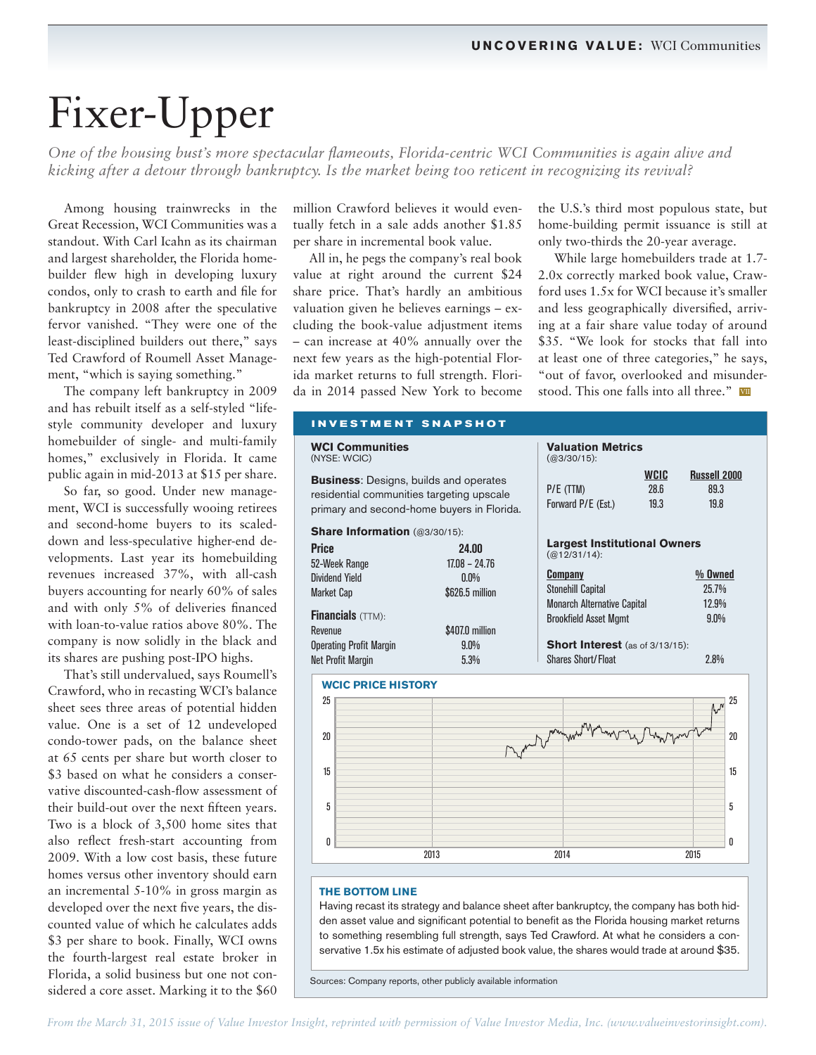# Fixer-Upper

*One of the housing bust's more spectacular flameouts, Florida-centric WCI Communities is again alive and kicking after a detour through bankruptcy. Is the market being too reticent in recognizing its revival?*

Among housing trainwrecks in the Great Recession, WCI Communities was a standout. With Carl Icahn as its chairman and largest shareholder, the Florida homebuilder flew high in developing luxury condos, only to crash to earth and file for bankruptcy in 2008 after the speculative fervor vanished. "They were one of the least-disciplined builders out there," says Ted Crawford of Roumell Asset Management, "which is saying something."

The company left bankruptcy in 2009 and has rebuilt itself as a self-styled "lifestyle community developer and luxury homebuilder of single- and multi-family homes," exclusively in Florida. It came public again in mid-2013 at $15 per share.

So far, so good. Under new management, WCI is successfully wooing retirees and second-home buyers to its scaled-down and less-speculative higher-end developments. Last year its homebuilding revenues increased 37%, with all-cash buyers accounting for nearly 60% of sales and with only 5% of deliveries financed with loan-to-value ratios above 80%. The company is now solidly in the black and its shares are pushing post-IPO highs.

That's still undervalued, says Roumell's Crawford, who in recasting WCI's balance sheet sees three areas of potential hidden value. One is a set of 12 undeveloped condo-tower pads, on the balance sheet at 65 cents per share but worth closer to $3 based on what he considers a conservative discounted-cash-flow assessment of their build-out over the next fifteen years. Two is a block of 3,500 home sites that also reflect fresh-start accounting from 2009. With a low cost basis, these future homes versus other inventory should earn an incremental 5-10% in gross margin as developed over the next five years, the discounted value of which he calculates adds $3 per share to book. Finally, WCI owns the fourth-largest real estate broker in Florida, a solid business but one not considered a core asset. Marking it to the $60 million Crawford believes it would eventually fetch in a sale adds another $1.85 per share in incremental book value.

All in, he pegs the company's real book value at right around the current $24 share price. That's hardly an ambitious valuation given he believes earnings – excluding the book-value adjustment items – can increase at 40% annually over the next few years as the high-potential Florida market returns to full strength. Florida in 2014 passed New York to become the U.S.'s third most populous state, but home-building permit issuance is still at only two-thirds the 20-year average.

While large homebuilders trade at 1.7-2.0x correctly marked book value, Crawford uses 1.5x for WCI because it's smaller and less geographically diversified, arriving at a fair share value today of around $35. "We look for stocks that fall into at least one of three categories," he says, "out of favor, overlooked and misunderstood. This one falls into all three." VII

## INVESTMENT SNAPSHOT

**WCI Communities**
(NYSE: WCIC)

**Business**: Designs, builds and operates residential communities targeting upscale primary and second-home buyers in Florida.

**Share Information** (@3/30/15):

| | |
|---|---|
| **Price** | **24.00** |
| 52-Week Range | 17.08 – 24.76 |
| Dividend Yield | 0.0% |
| Market Cap | $626.5 million |

**Financials** (TTM):

| | |
|---|---|
| Revenue | $407.0 million |
| Operating Profit Margin | 9.0% |
| Net Profit Margin | 5.3% |

**Valuation Metrics**
(@3/30/15):

| | WCIC | Russell 2000 |
|---|---|---|
| P/E (TTM) | 28.6 | 89.3 |
| Forward P/E (Est.) | 19.3 | 19.8 |

**Largest Institutional Owners**
(@12/31/14):

| Company | % Owned |
|---|---|
| Stonehill Capital | 25.7% |
| Monarch Alternative Capital | 12.9% |
| Brookfield Asset Mgmt | 9.0% |

**Short Interest** (as of 3/13/15):

| | |
|---|---|
| Shares Short/Float | 2.8% |

**WCIC PRICE HISTORY**

**THE BOTTOM LINE**

Having recast its strategy and balance sheet after bankruptcy, the company has both hidden asset value and significant potential to benefit as the Florida housing market returns to something resembling full strength, says Ted Crawford. At what he considers a conservative 1.5x his estimate of adjusted book value, the shares would trade at around $35.

Sources: Company reports, other publicly available information

*From the March 31, 2015 issue of Value Investor Insight, reprinted with permission of Value Investor Media, Inc. (www.valueinvestorinsight.com).*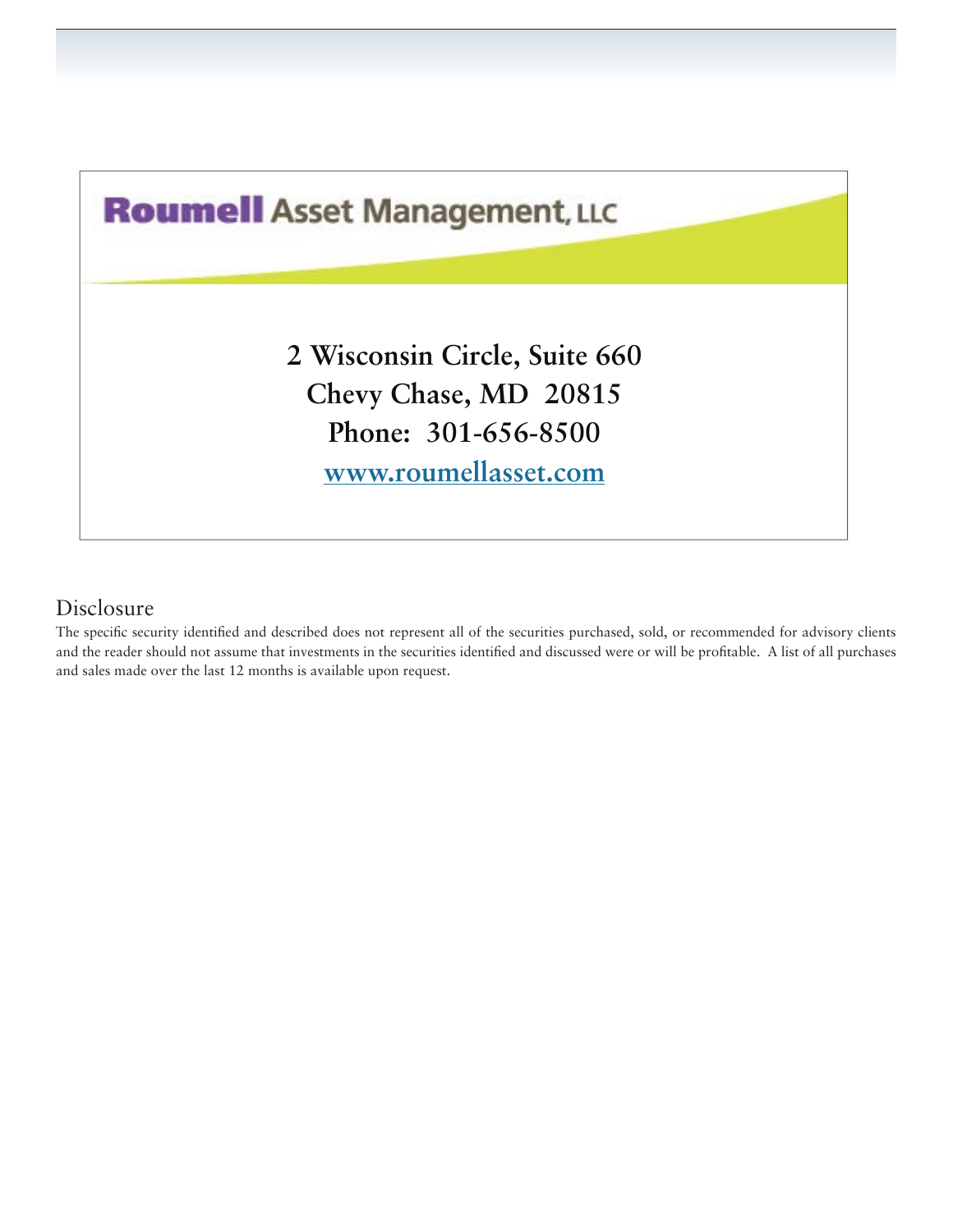**Roumell Asset Management, LLC**

**2 Wisconsin Circle, Suite 660**
**Chevy Chase, MD 20815**
**Phone: 301-656-8500**
**www.roumellasset.com**

## Disclosure

The specific security identified and described does not represent all of the securities purchased, sold, or recommended for advisory clients and the reader should not assume that investments in the securities identified and discussed were or will be profitable. A list of all purchases and sales made over the last 12 months is available upon request.